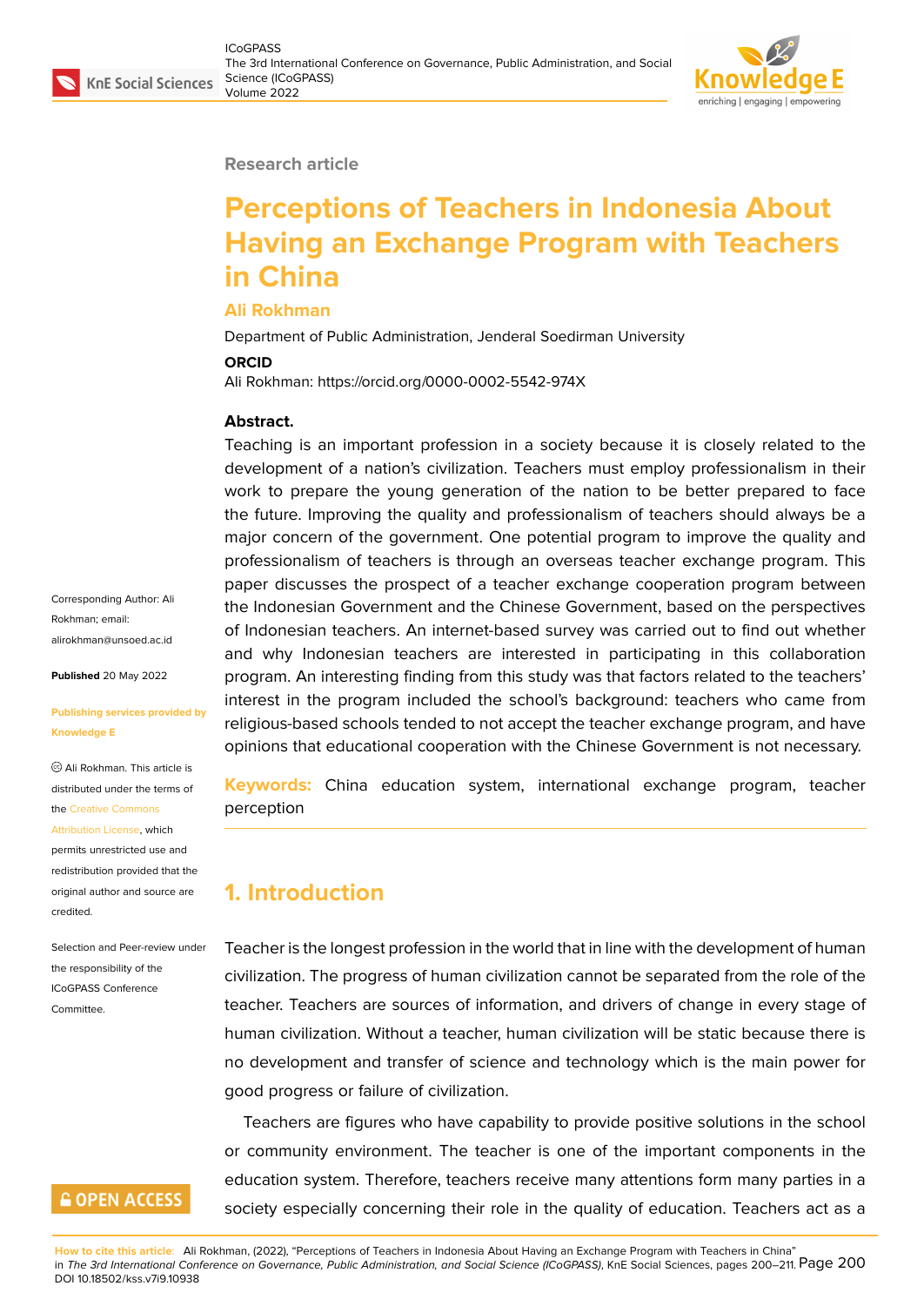Research article

# Perceptions of Teachers in Indonesia About Having an Exchange Program with Teachers in China

**Ali Rokhman**

Department of Public Administration, Jenderal Soedirman University

**ORCID**

Ali Rokhman: https://orcid.org/0000-0002-5542-974X

Corresponding Author: Ali Rokhman; email: alirokhman@unsoed.ac.id

**Published** 20 May 2022

**Publishing services provided by Knowledge E**

© Ali Rokhman. This article is distributed under the terms of the Creative Commons Attribution License, which permits unrestricted use and redistribution provided that the original author and source are credited.

Selection and Peer-review under the responsibility of the ICoGPASS Conference Committee.

**Abstract.**

Teaching is an important profession in a society because it is closely related to the development of a nation's civilization. Teachers must employ professionalism in their work to prepare the young generation of the nation to be better prepared to face the future. Improving the quality and professionalism of teachers should always be a major concern of the government. One potential program to improve the quality and professionalism of teachers is through an overseas teacher exchange program. This paper discusses the prospect of a teacher exchange cooperation program between the Indonesian Government and the Chinese Government, based on the perspectives of Indonesian teachers. An internet-based survey was carried out to find out whether and why Indonesian teachers are interested in participating in this collaboration program. An interesting finding from this study was that factors related to the teachers' interest in the program included the school's background: teachers who came from religious-based schools tended to not accept the teacher exchange program, and have opinions that educational cooperation with the Chinese Government is not necessary.

**Keywords:** China education system, international exchange program, teacher perception

## 1. Introduction

Teacher is the longest profession in the world that in line with the development of human civilization. The progress of human civilization cannot be separated from the role of the teacher. Teachers are sources of information, and drivers of change in every stage of human civilization. Without a teacher, human civilization will be static because there is no development and transfer of science and technology which is the main power for good progress or failure of civilization.

Teachers are figures who have capability to provide positive solutions in the school or community environment. The teacher is one of the important components in the education system. Therefore, teachers receive many attentions form many parties in a society especially concerning their role in the quality of education. Teachers act as a

How to cite this article: Ali Rokhman, (2022), "Perceptions of Teachers in Indonesia About Having an Exchange Program with Teachers in China" in *The 3rd International Conference on Governance, Public Administration, and Social Science (ICoGPASS)*, KnE Social Sciences, pages 200–211. DOI 10.18502/kss.v7i9.10938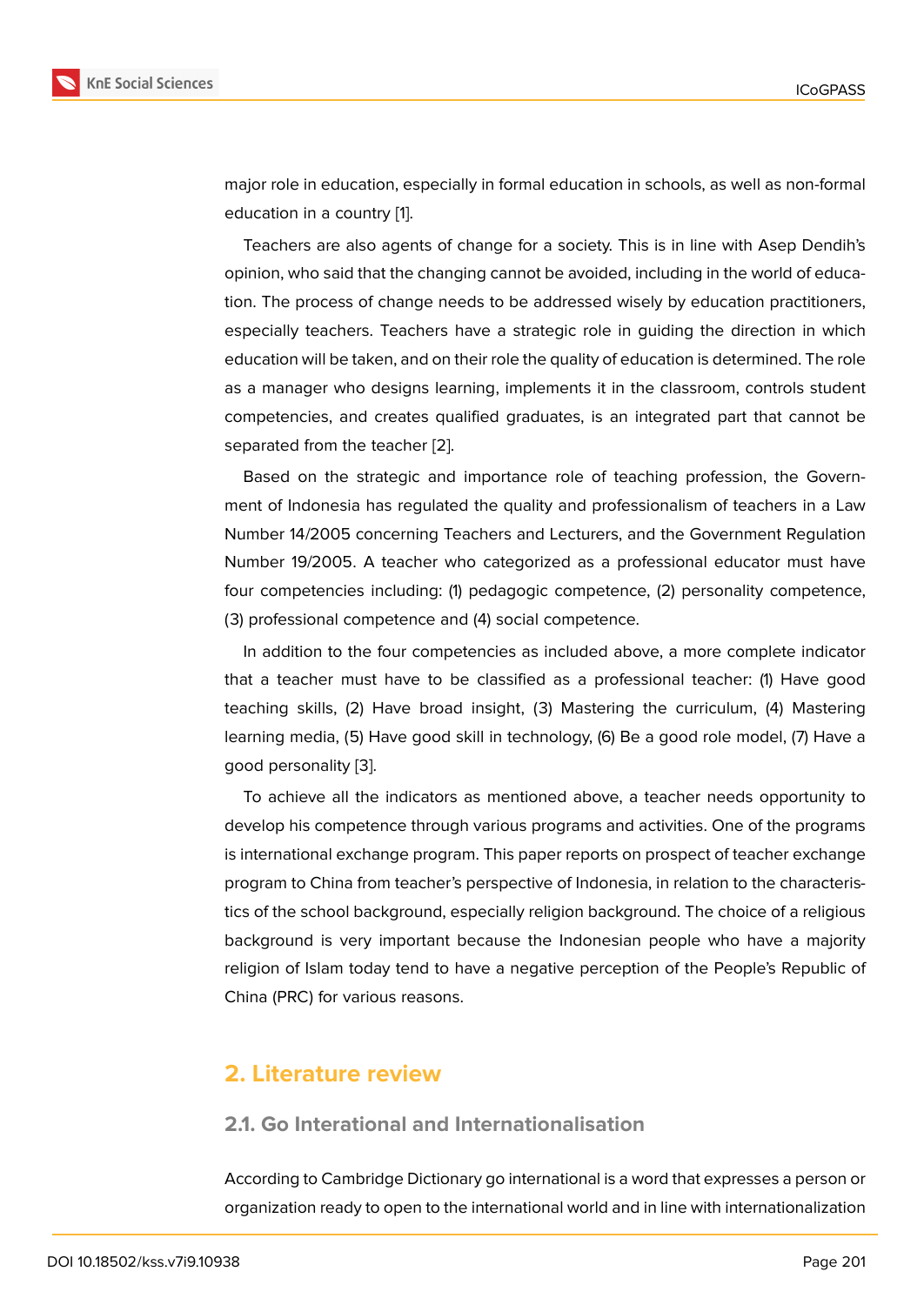major role in education, especially in formal education in schools, as well as non-formal education in a country [1].

Teachers are also agents of change for a society. This is in line with Asep Dendih's opinion, who said that the changing cannot be avoided, including in the world of education. The process of change needs to be addressed wisely by education practitioners, especially teachers. Teachers have a strategic role in guiding the direction in which education will be taken, and on their role the quality of education is determined. The role as a manager who designs learning, implements it in the classroom, controls student competencies, and creates qualified graduates, is an integrated part that cannot be separated from the teacher [2].

Based on the strategic and importance role of teaching profession, the Government of Indonesia has regulated the quality and professionalism of teachers in a Law Number 14/2005 concerning Teachers and Lecturers, and the Government Regulation Number 19/2005. A teacher who categorized as a professional educator must have four competencies including: (1) pedagogic competence, (2) personality competence, (3) professional competence and (4) social competence.

In addition to the four competencies as included above, a more complete indicator that a teacher must have to be classified as a professional teacher: (1) Have good teaching skills, (2) Have broad insight, (3) Mastering the curriculum, (4) Mastering learning media, (5) Have good skill in technology, (6) Be a good role model, (7) Have a good personality [3].

To achieve all the indicators as mentioned above, a teacher needs opportunity to develop his competence through various programs and activities. One of the programs is international exchange program. This paper reports on prospect of teacher exchange program to China from teacher's perspective of Indonesia, in relation to the characteristics of the school background, especially religion background. The choice of a religious background is very important because the Indonesian people who have a majority religion of Islam today tend to have a negative perception of the People's Republic of China (PRC) for various reasons.

## 2. Literature review

### 2.1. Go Interational and Internationalisation

According to Cambridge Dictionary go international is a word that expresses a person or organization ready to open to the international world and in line with internationalization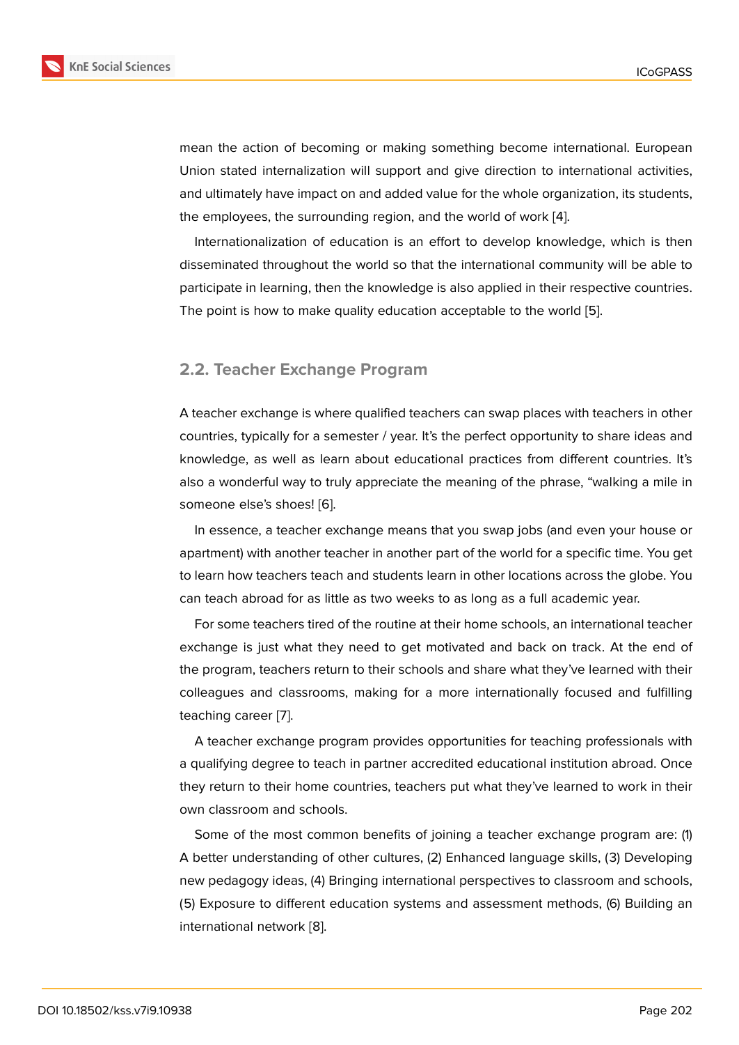mean the action of becoming or making something become international. European Union stated internalization will support and give direction to international activities, and ultimately have impact on and added value for the whole organization, its students, the employees, the surrounding region, and the world of work [4].

Internationalization of education is an effort to develop knowledge, which is then disseminated throughout the world so that the international community will be able to participate in learning, then the knowledge is also applied in their respective countries. The point is how to make quality education acceptable to the world [5].

## 2.2. Teacher Exchange Program

A teacher exchange is where qualified teachers can swap places with teachers in other countries, typically for a semester / year. It's the perfect opportunity to share ideas and knowledge, as well as learn about educational practices from different countries. It's also a wonderful way to truly appreciate the meaning of the phrase, "walking a mile in someone else's shoes! [6].

In essence, a teacher exchange means that you swap jobs (and even your house or apartment) with another teacher in another part of the world for a specific time. You get to learn how teachers teach and students learn in other locations across the globe. You can teach abroad for as little as two weeks to as long as a full academic year.

For some teachers tired of the routine at their home schools, an international teacher exchange is just what they need to get motivated and back on track. At the end of the program, teachers return to their schools and share what they've learned with their colleagues and classrooms, making for a more internationally focused and fulfilling teaching career [7].

A teacher exchange program provides opportunities for teaching professionals with a qualifying degree to teach in partner accredited educational institution abroad. Once they return to their home countries, teachers put what they've learned to work in their own classroom and schools.

Some of the most common benefits of joining a teacher exchange program are: (1) A better understanding of other cultures, (2) Enhanced language skills, (3) Developing new pedagogy ideas, (4) Bringing international perspectives to classroom and schools, (5) Exposure to different education systems and assessment methods, (6) Building an international network [8].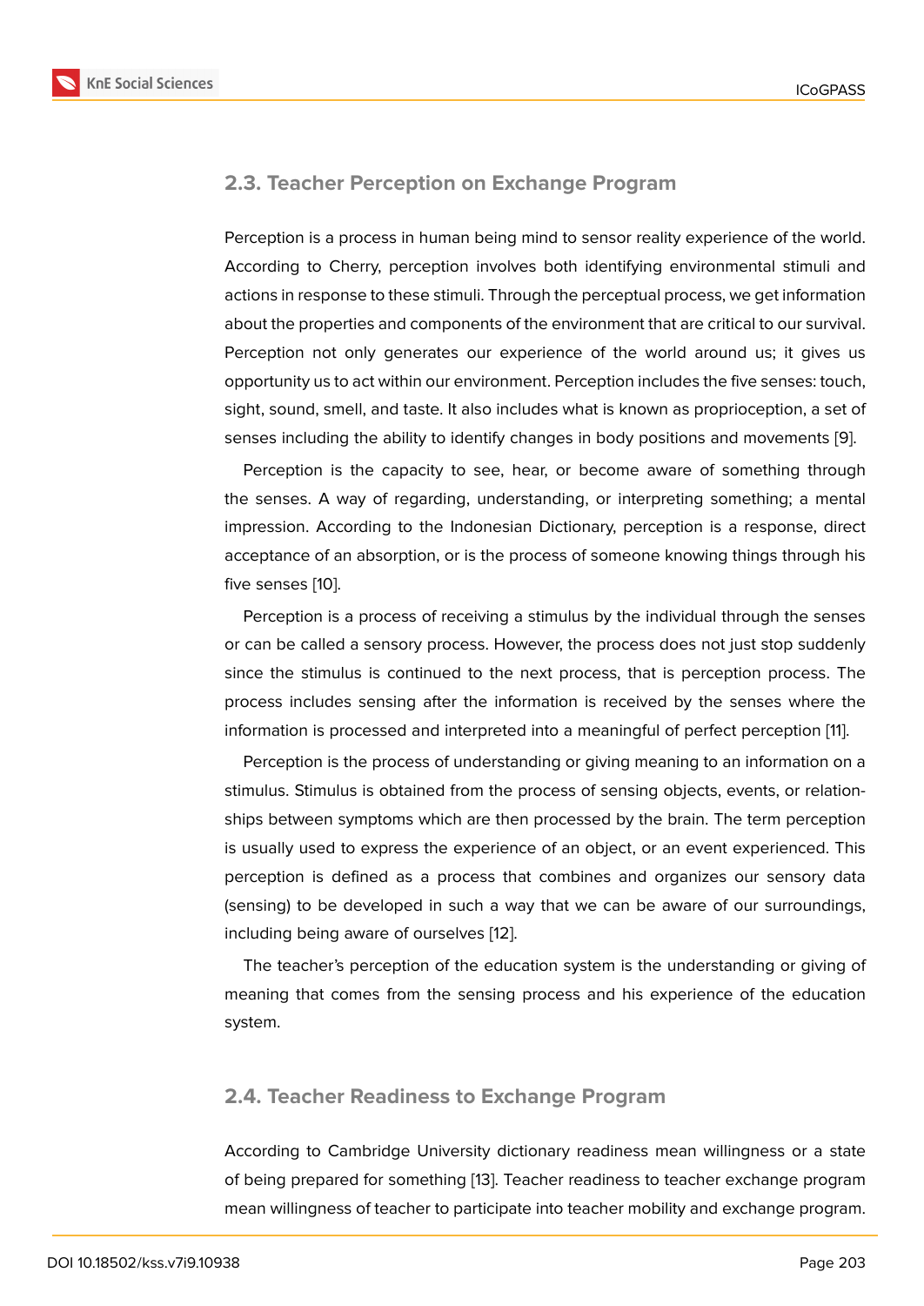## 2.3. Teacher Perception on Exchange Program

Perception is a process in human being mind to sensor reality experience of the world. According to Cherry, perception involves both identifying environmental stimuli and actions in response to these stimuli. Through the perceptual process, we get information about the properties and components of the environment that are critical to our survival. Perception not only generates our experience of the world around us; it gives us opportunity us to act within our environment. Perception includes the five senses: touch, sight, sound, smell, and taste. It also includes what is known as proprioception, a set of senses including the ability to identify changes in body positions and movements [9].

Perception is the capacity to see, hear, or become aware of something through the senses. A way of regarding, understanding, or interpreting something; a mental impression. According to the Indonesian Dictionary, perception is a response, direct acceptance of an absorption, or is the process of someone knowing things through his five senses [10].

Perception is a process of receiving a stimulus by the individual through the senses or can be called a sensory process. However, the process does not just stop suddenly since the stimulus is continued to the next process, that is perception process. The process includes sensing after the information is received by the senses where the information is processed and interpreted into a meaningful of perfect perception [11].

Perception is the process of understanding or giving meaning to an information on a stimulus. Stimulus is obtained from the process of sensing objects, events, or relationships between symptoms which are then processed by the brain. The term perception is usually used to express the experience of an object, or an event experienced. This perception is defined as a process that combines and organizes our sensory data (sensing) to be developed in such a way that we can be aware of our surroundings, including being aware of ourselves [12].

The teacher's perception of the education system is the understanding or giving of meaning that comes from the sensing process and his experience of the education system.

## 2.4. Teacher Readiness to Exchange Program

According to Cambridge University dictionary readiness mean willingness or a state of being prepared for something [13]. Teacher readiness to teacher exchange program mean willingness of teacher to participate into teacher mobility and exchange program.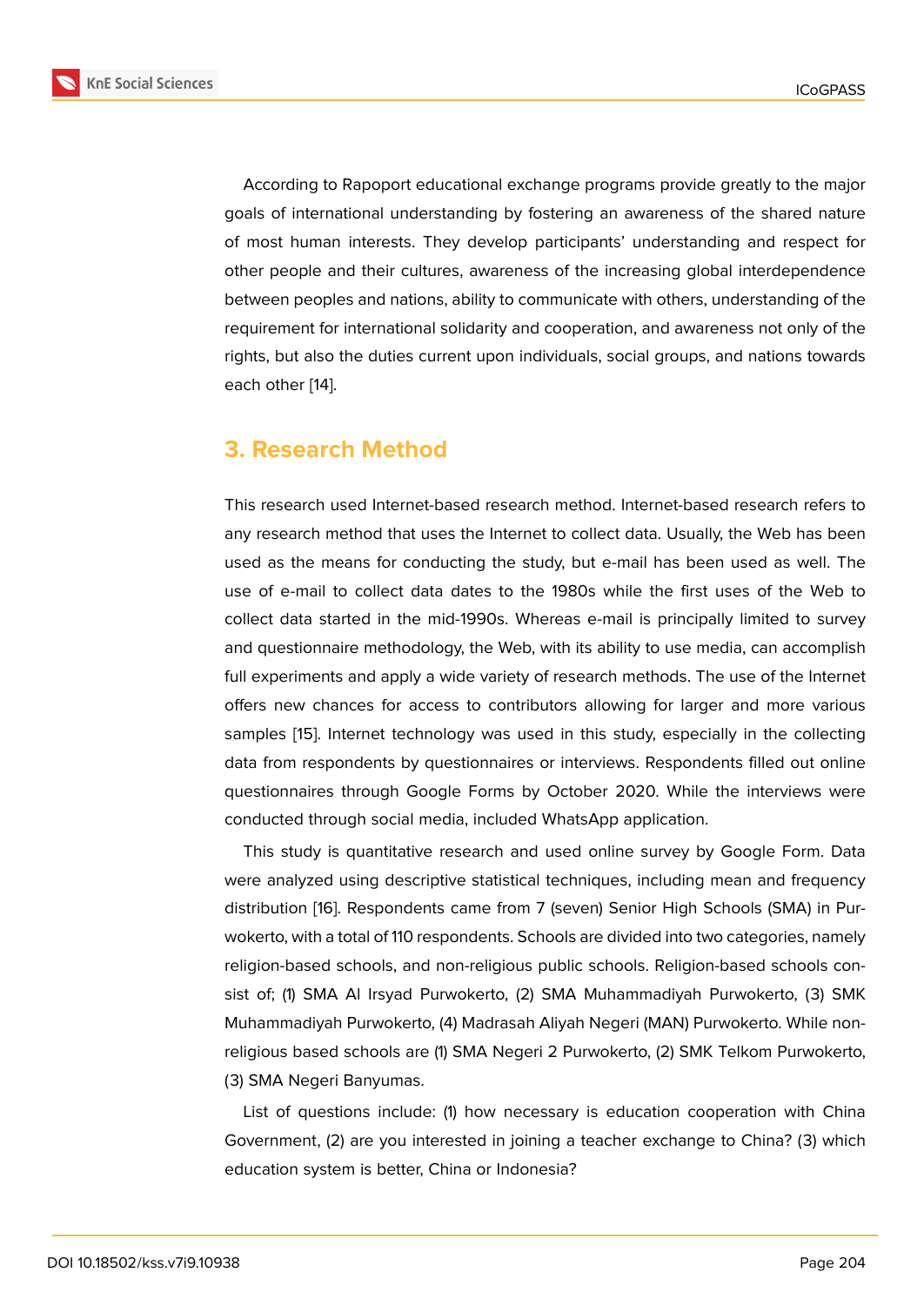According to Rapoport educational exchange programs provide greatly to the major goals of international understanding by fostering an awareness of the shared nature of most human interests. They develop participants' understanding and respect for other people and their cultures, awareness of the increasing global interdependence between peoples and nations, ability to communicate with others, understanding of the requirement for international solidarity and cooperation, and awareness not only of the rights, but also the duties current upon individuals, social groups, and nations towards each other [14].

## 3. Research Method

This research used Internet-based research method. Internet-based research refers to any research method that uses the Internet to collect data. Usually, the Web has been used as the means for conducting the study, but e-mail has been used as well. The use of e-mail to collect data dates to the 1980s while the first uses of the Web to collect data started in the mid-1990s. Whereas e-mail is principally limited to survey and questionnaire methodology, the Web, with its ability to use media, can accomplish full experiments and apply a wide variety of research methods. The use of the Internet offers new chances for access to contributors allowing for larger and more various samples [15]. Internet technology was used in this study, especially in the collecting data from respondents by questionnaires or interviews. Respondents filled out online questionnaires through Google Forms by October 2020. While the interviews were conducted through social media, included WhatsApp application.

This study is quantitative research and used online survey by Google Form. Data were analyzed using descriptive statistical techniques, including mean and frequency distribution [16]. Respondents came from 7 (seven) Senior High Schools (SMA) in Purwokerto, with a total of 110 respondents. Schools are divided into two categories, namely religion-based schools, and non-religious public schools. Religion-based schools consist of; (1) SMA Al Irsyad Purwokerto, (2) SMA Muhammadiyah Purwokerto, (3) SMK Muhammadiyah Purwokerto, (4) Madrasah Aliyah Negeri (MAN) Purwokerto. While non-religious based schools are (1) SMA Negeri 2 Purwokerto, (2) SMK Telkom Purwokerto, (3) SMA Negeri Banyumas.

List of questions include: (1) how necessary is education cooperation with China Government, (2) are you interested in joining a teacher exchange to China? (3) which education system is better, China or Indonesia?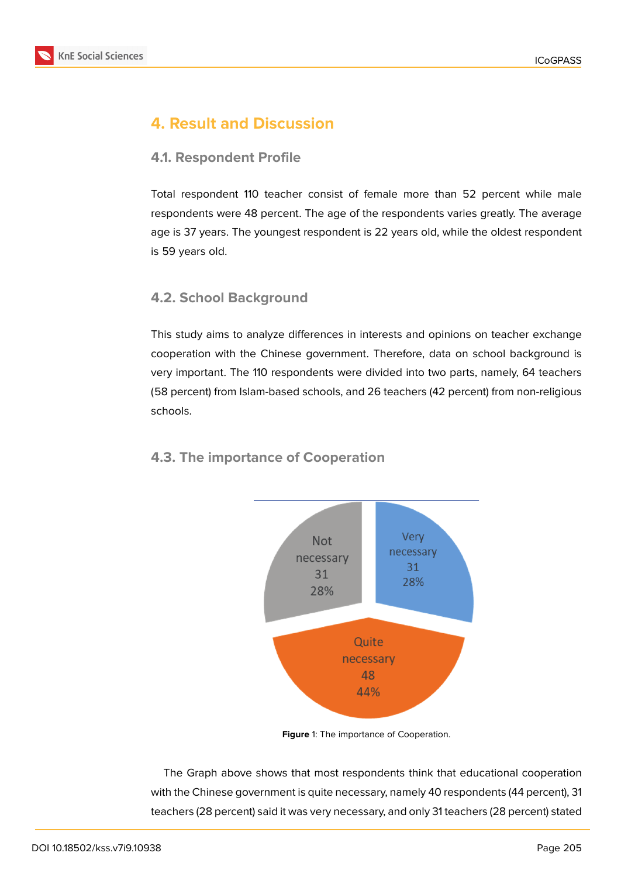# 4. Result and Discussion

## 4.1. Respondent Profile

Total respondent 110 teacher consist of female more than 52 percent while male respondents were 48 percent. The age of the respondents varies greatly. The average age is 37 years. The youngest respondent is 22 years old, while the oldest respondent is 59 years old.

## 4.2. School Background

This study aims to analyze differences in interests and opinions on teacher exchange cooperation with the Chinese government. Therefore, data on school background is very important. The 110 respondents were divided into two parts, namely, 64 teachers (58 percent) from Islam-based schools, and 26 teachers (42 percent) from non-religious schools.

## 4.3. The importance of Cooperation

Not necessary 31 28%

Very necessary 31 28%

Quite necessary 48 44%

**Figure** 1: The importance of Cooperation.

The Graph above shows that most respondents think that educational cooperation with the Chinese government is quite necessary, namely 40 respondents (44 percent), 31 teachers (28 percent) said it was very necessary, and only 31 teachers (28 percent) stated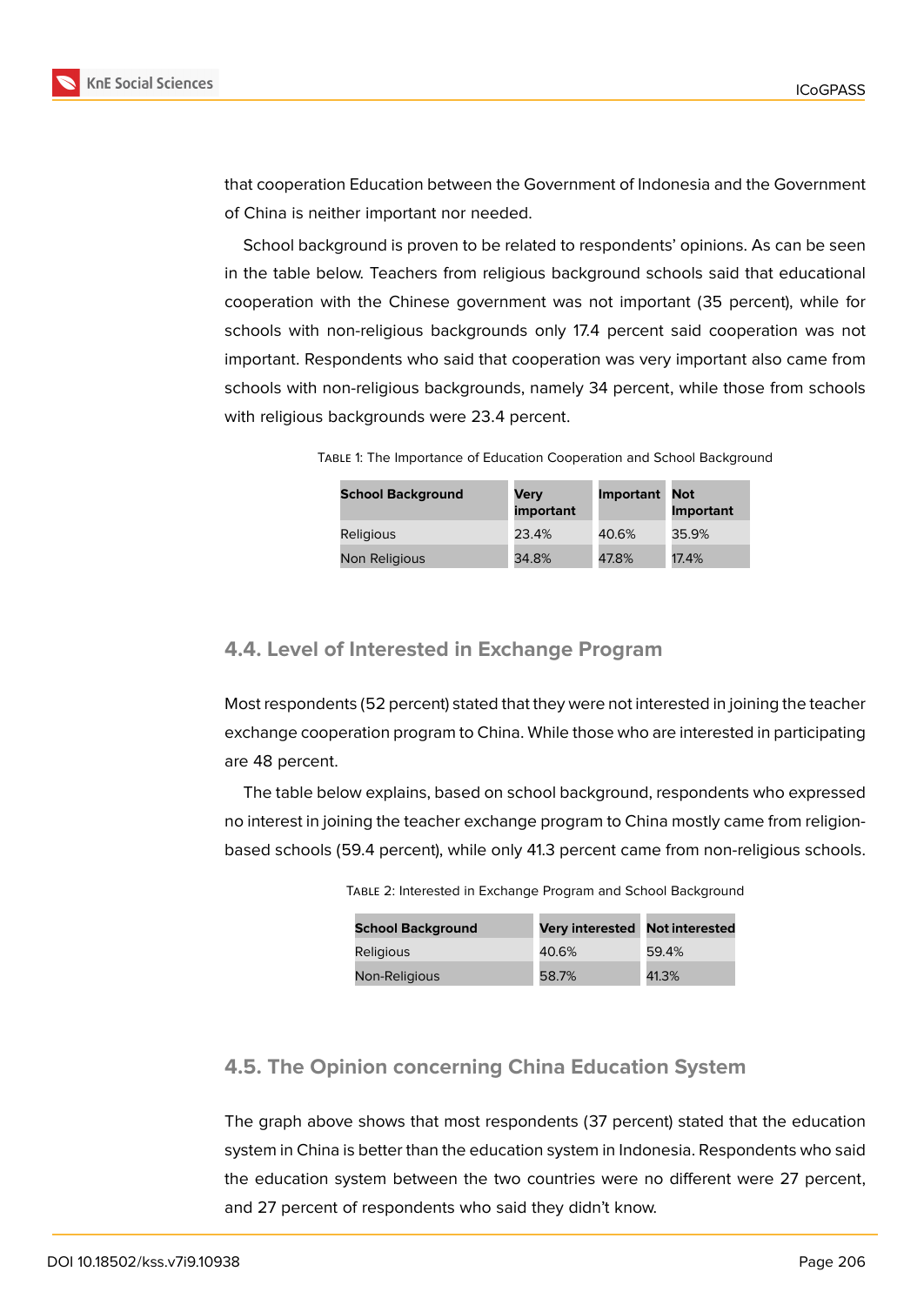that cooperation Education between the Government of Indonesia and the Government of China is neither important nor needed.

School background is proven to be related to respondents' opinions. As can be seen in the table below. Teachers from religious background schools said that educational cooperation with the Chinese government was not important (35 percent), while for schools with non-religious backgrounds only 17.4 percent said cooperation was not important. Respondents who said that cooperation was very important also came from schools with non-religious backgrounds, namely 34 percent, while those from schools with religious backgrounds were 23.4 percent.

Table 1: The Importance of Education Cooperation and School Background

| School Background | Very important | Important | Not Important |
|---|---|---|---|
| Religious | 23.4% | 40.6% | 35.9% |
| Non Religious | 34.8% | 47.8% | 17.4% |

## 4.4. Level of Interested in Exchange Program

Most respondents (52 percent) stated that they were not interested in joining the teacher exchange cooperation program to China. While those who are interested in participating are 48 percent.

The table below explains, based on school background, respondents who expressed no interest in joining the teacher exchange program to China mostly came from religion-based schools (59.4 percent), while only 41.3 percent came from non-religious schools.

Table 2: Interested in Exchange Program and School Background

| School Background | Very interested | Not interested |
|---|---|---|
| Religious | 40.6% | 59.4% |
| Non-Religious | 58.7% | 41.3% |

## 4.5. The Opinion concerning China Education System

The graph above shows that most respondents (37 percent) stated that the education system in China is better than the education system in Indonesia. Respondents who said the education system between the two countries were no different were 27 percent, and 27 percent of respondents who said they didn't know.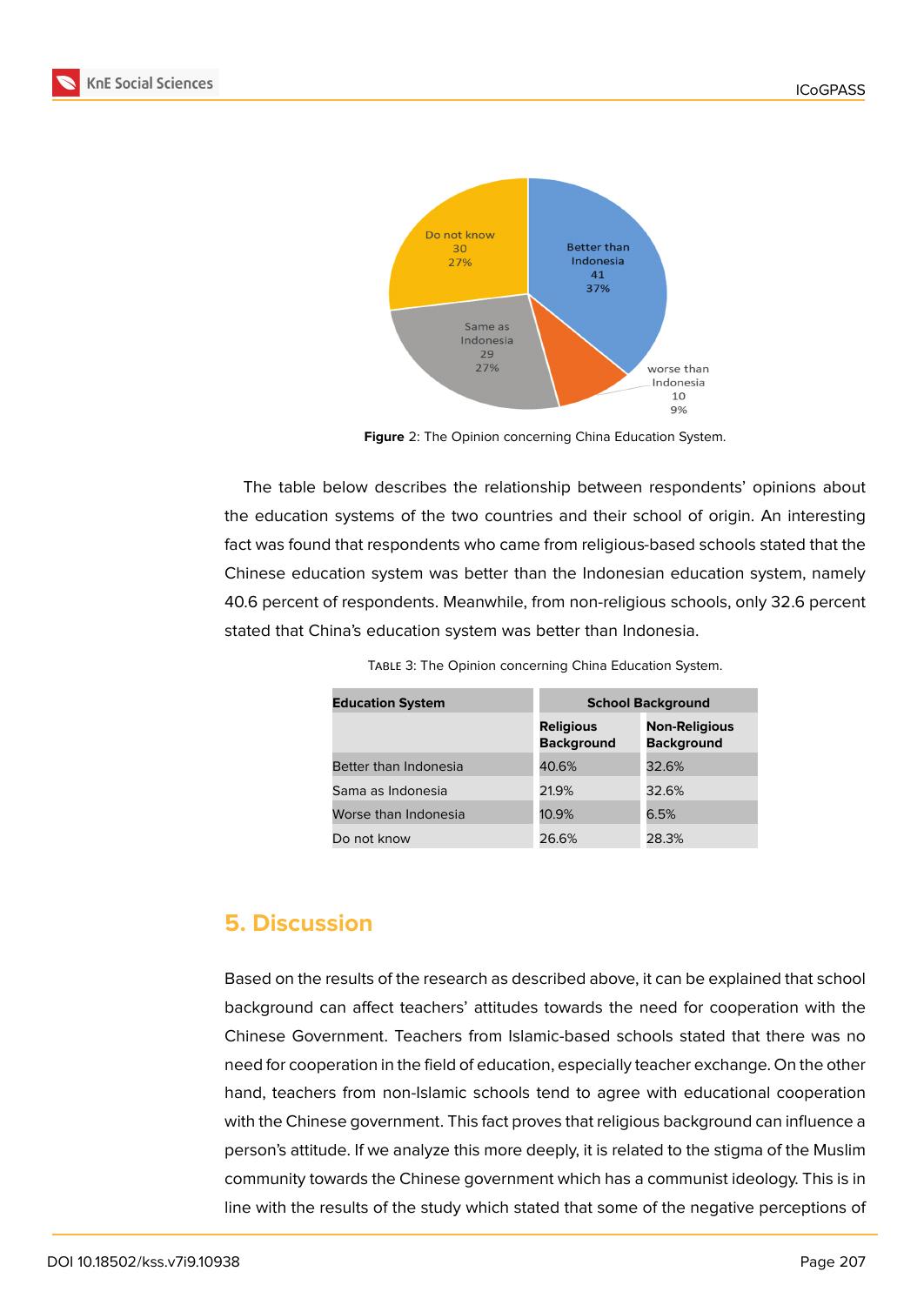Figure 2: The Opinion concerning China Education System.

The table below describes the relationship between respondents' opinions about the education systems of the two countries and their school of origin. An interesting fact was found that respondents who came from religious-based schools stated that the Chinese education system was better than the Indonesian education system, namely 40.6 percent of respondents. Meanwhile, from non-religious schools, only 32.6 percent stated that China's education system was better than Indonesia.

Table 3: The Opinion concerning China Education System.

| Education System | School Background | |
|---|---|---|
| | Religious Background | Non-Religious Background |
| Better than Indonesia | 40.6% | 32.6% |
| Sama as Indonesia | 21.9% | 32.6% |
| Worse than Indonesia | 10.9% | 6.5% |
| Do not know | 26.6% | 28.3% |

## 5. Discussion

Based on the results of the research as described above, it can be explained that school background can affect teachers' attitudes towards the need for cooperation with the Chinese Government. Teachers from Islamic-based schools stated that there was no need for cooperation in the field of education, especially teacher exchange. On the other hand, teachers from non-Islamic schools tend to agree with educational cooperation with the Chinese government. This fact proves that religious background can influence a person's attitude. If we analyze this more deeply, it is related to the stigma of the Muslim community towards the Chinese government which has a communist ideology. This is in line with the results of the study which stated that some of the negative perceptions of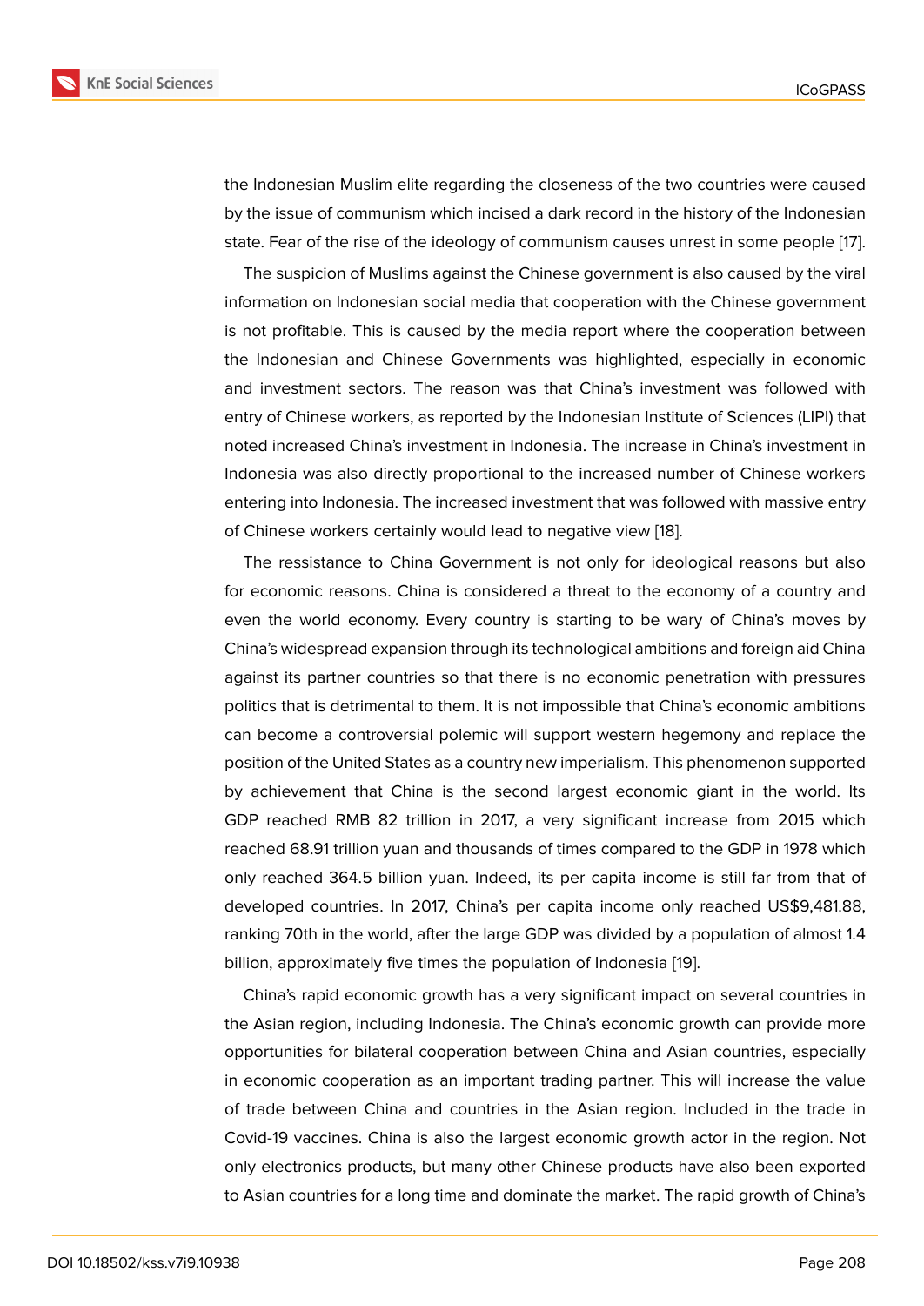the Indonesian Muslim elite regarding the closeness of the two countries were caused by the issue of communism which incised a dark record in the history of the Indonesian state. Fear of the rise of the ideology of communism causes unrest in some people [17].

The suspicion of Muslims against the Chinese government is also caused by the viral information on Indonesian social media that cooperation with the Chinese government is not profitable. This is caused by the media report where the cooperation between the Indonesian and Chinese Governments was highlighted, especially in economic and investment sectors. The reason was that China's investment was followed with entry of Chinese workers, as reported by the Indonesian Institute of Sciences (LIPI) that noted increased China's investment in Indonesia. The increase in China's investment in Indonesia was also directly proportional to the increased number of Chinese workers entering into Indonesia. The increased investment that was followed with massive entry of Chinese workers certainly would lead to negative view [18].

The ressistance to China Government is not only for ideological reasons but also for economic reasons. China is considered a threat to the economy of a country and even the world economy. Every country is starting to be wary of China's moves by China's widespread expansion through its technological ambitions and foreign aid China against its partner countries so that there is no economic penetration with pressures politics that is detrimental to them. It is not impossible that China's economic ambitions can become a controversial polemic will support western hegemony and replace the position of the United States as a country new imperialism. This phenomenon supported by achievement that China is the second largest economic giant in the world. Its GDP reached RMB 82 trillion in 2017, a very significant increase from 2015 which reached 68.91 trillion yuan and thousands of times compared to the GDP in 1978 which only reached 364.5 billion yuan. Indeed, its per capita income is still far from that of developed countries. In 2017, China's per capita income only reached US$9,481.88, ranking 70th in the world, after the large GDP was divided by a population of almost 1.4 billion, approximately five times the population of Indonesia [19].

China's rapid economic growth has a very significant impact on several countries in the Asian region, including Indonesia. The China's economic growth can provide more opportunities for bilateral cooperation between China and Asian countries, especially in economic cooperation as an important trading partner. This will increase the value of trade between China and countries in the Asian region. Included in the trade in Covid-19 vaccines. China is also the largest economic growth actor in the region. Not only electronics products, but many other Chinese products have also been exported to Asian countries for a long time and dominate the market. The rapid growth of China's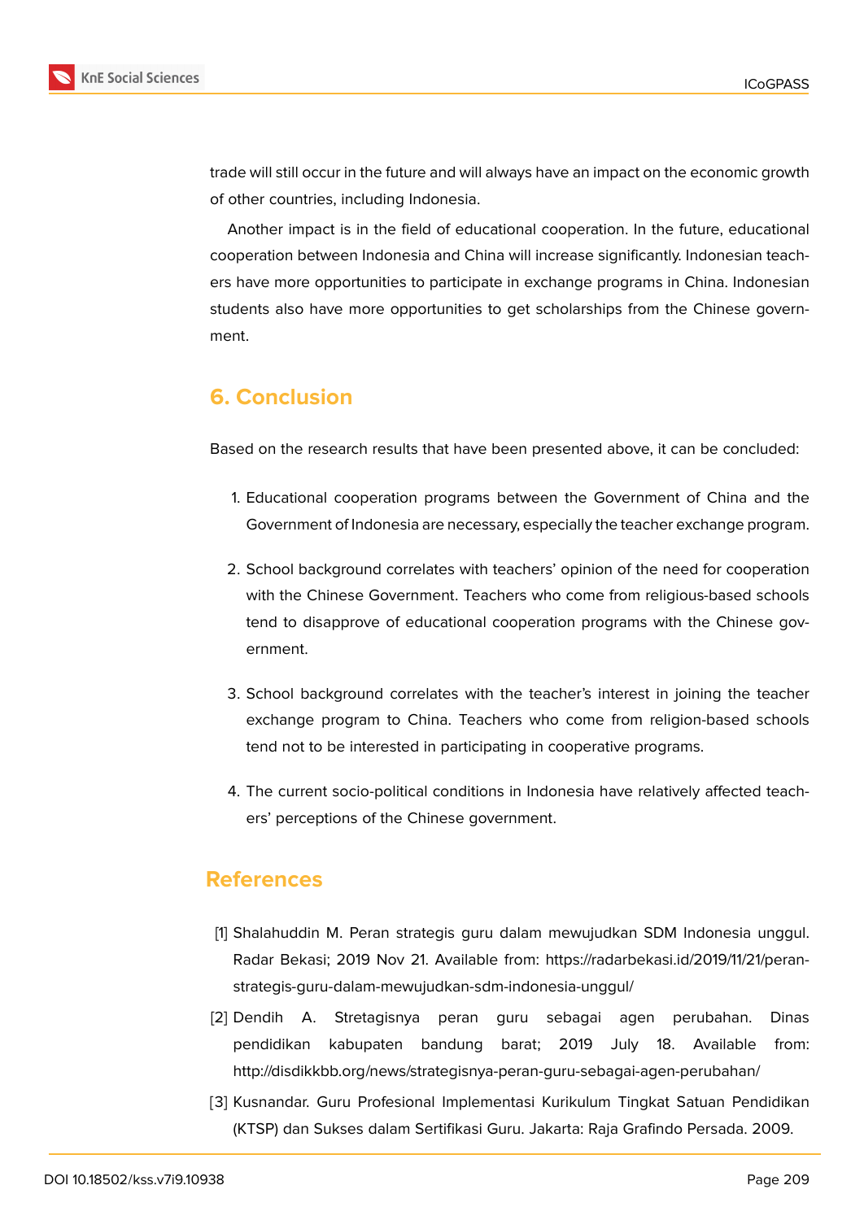trade will still occur in the future and will always have an impact on the economic growth of other countries, including Indonesia.

Another impact is in the field of educational cooperation. In the future, educational cooperation between Indonesia and China will increase significantly. Indonesian teachers have more opportunities to participate in exchange programs in China. Indonesian students also have more opportunities to get scholarships from the Chinese government.

## 6. Conclusion

Based on the research results that have been presented above, it can be concluded:

1. Educational cooperation programs between the Government of China and the Government of Indonesia are necessary, especially the teacher exchange program.

2. School background correlates with teachers' opinion of the need for cooperation with the Chinese Government. Teachers who come from religious-based schools tend to disapprove of educational cooperation programs with the Chinese government.

3. School background correlates with the teacher's interest in joining the teacher exchange program to China. Teachers who come from religion-based schools tend not to be interested in participating in cooperative programs.

4. The current socio-political conditions in Indonesia have relatively affected teachers' perceptions of the Chinese government.

## References

[1] Shalahuddin M. Peran strategis guru dalam mewujudkan SDM Indonesia unggul. Radar Bekasi; 2019 Nov 21. Available from: https://radarbekasi.id/2019/11/21/peran-strategis-guru-dalam-mewujudkan-sdm-indonesia-unggul/

[2] Dendih A. Stretagisnya peran guru sebagai agen perubahan. Dinas pendidikan kabupaten bandung barat; 2019 July 18. Available from: http://disdikkbb.org/news/strategisnya-peran-guru-sebagai-agen-perubahan/

[3] Kusnandar. Guru Profesional Implementasi Kurikulum Tingkat Satuan Pendidikan (KTSP) dan Sukses dalam Sertifikasi Guru. Jakarta: Raja Grafindo Persada. 2009.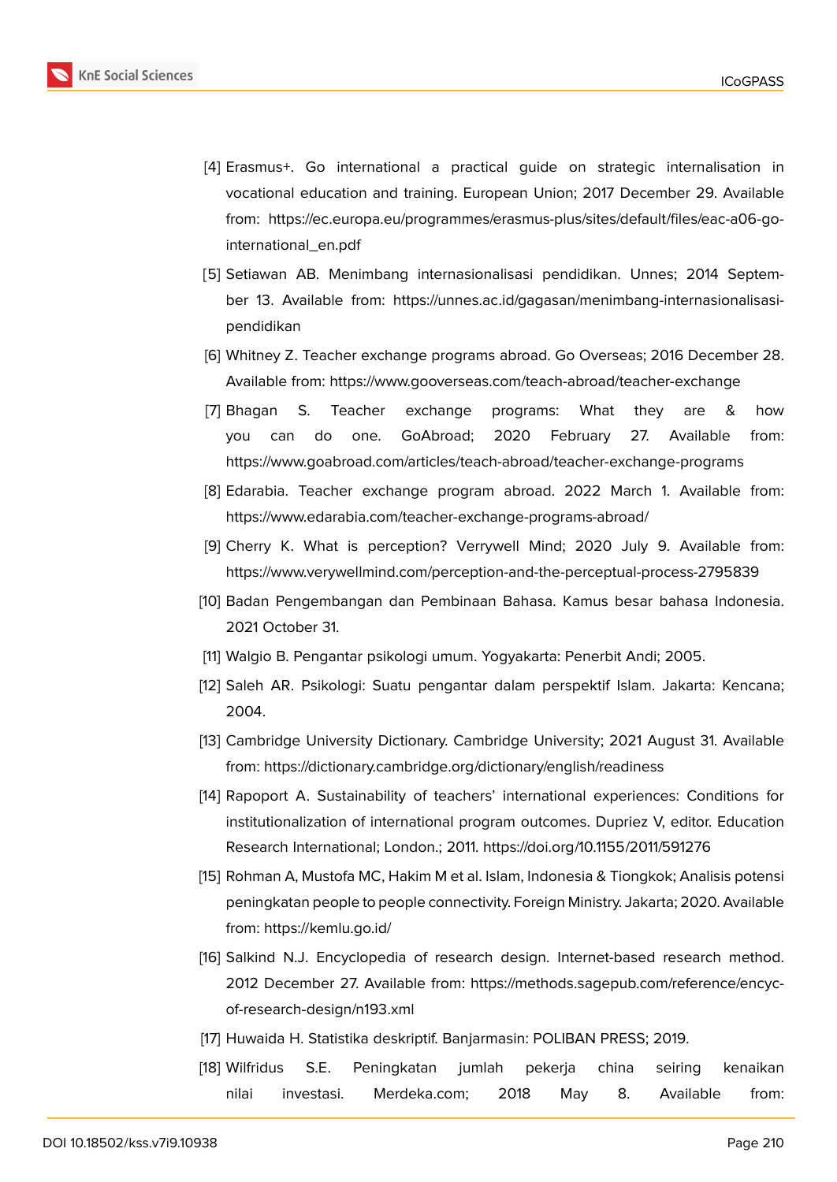[4] Erasmus+. Go international a practical guide on strategic internalisation in vocational education and training. European Union; 2017 December 29. Available from: https://ec.europa.eu/programmes/erasmus-plus/sites/default/files/eac-a06-go-international_en.pdf

[5] Setiawan AB. Menimbang internasionalisasi pendidikan. Unnes; 2014 September 13. Available from: https://unnes.ac.id/gagasan/menimbang-internasionalisasi-pendidikan

[6] Whitney Z. Teacher exchange programs abroad. Go Overseas; 2016 December 28. Available from: https://www.gooverseas.com/teach-abroad/teacher-exchange

[7] Bhagan S. Teacher exchange programs: What they are & how you can do one. GoAbroad; 2020 February 27. Available from: https://www.goabroad.com/articles/teach-abroad/teacher-exchange-programs

[8] Edarabia. Teacher exchange program abroad. 2022 March 1. Available from: https://www.edarabia.com/teacher-exchange-programs-abroad/

[9] Cherry K. What is perception? Verrywell Mind; 2020 July 9. Available from: https://www.verywellmind.com/perception-and-the-perceptual-process-2795839

[10] Badan Pengembangan dan Pembinaan Bahasa. Kamus besar bahasa Indonesia. 2021 October 31.

[11] Walgio B. Pengantar psikologi umum. Yogyakarta: Penerbit Andi; 2005.

[12] Saleh AR. Psikologi: Suatu pengantar dalam perspektif Islam. Jakarta: Kencana; 2004.

[13] Cambridge University Dictionary. Cambridge University; 2021 August 31. Available from: https://dictionary.cambridge.org/dictionary/english/readiness

[14] Rapoport A. Sustainability of teachers' international experiences: Conditions for institutionalization of international program outcomes. Dupriez V, editor. Education Research International; London.; 2011. https://doi.org/10.1155/2011/591276

[15] Rohman A, Mustofa MC, Hakim M et al. Islam, Indonesia & Tiongkok; Analisis potensi peningkatan people to people connectivity. Foreign Ministry. Jakarta; 2020. Available from: https://kemlu.go.id/

[16] Salkind N.J. Encyclopedia of research design. Internet-based research method. 2012 December 27. Available from: https://methods.sagepub.com/reference/encyc-of-research-design/n193.xml

[17] Huwaida H. Statistika deskriptif. Banjarmasin: POLIBAN PRESS; 2019.

[18] Wilfridus S.E. Peningkatan jumlah pekerja china seiring kenaikan nilai investasi. Merdeka.com; 2018 May 8. Available from: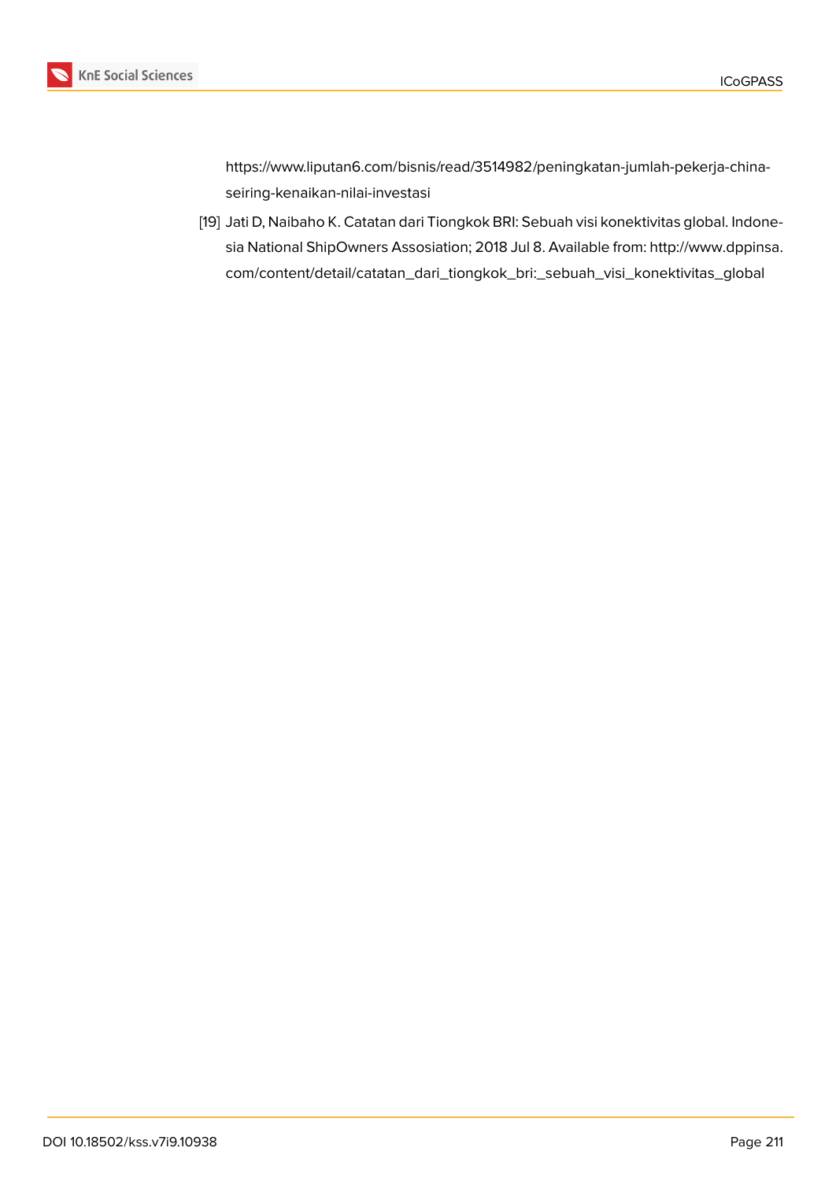https://www.liputan6.com/bisnis/read/3514982/peningkatan-jumlah-pekerja-china-seiring-kenaikan-nilai-investasi

[19] Jati D, Naibaho K. Catatan dari Tiongkok BRI: Sebuah visi konektivitas global. Indonesia National ShipOwners Assosiation; 2018 Jul 8. Available from: http://www.dppinsa.com/content/detail/catatan_dari_tiongkok_bri:_sebuah_visi_konektivitas_global